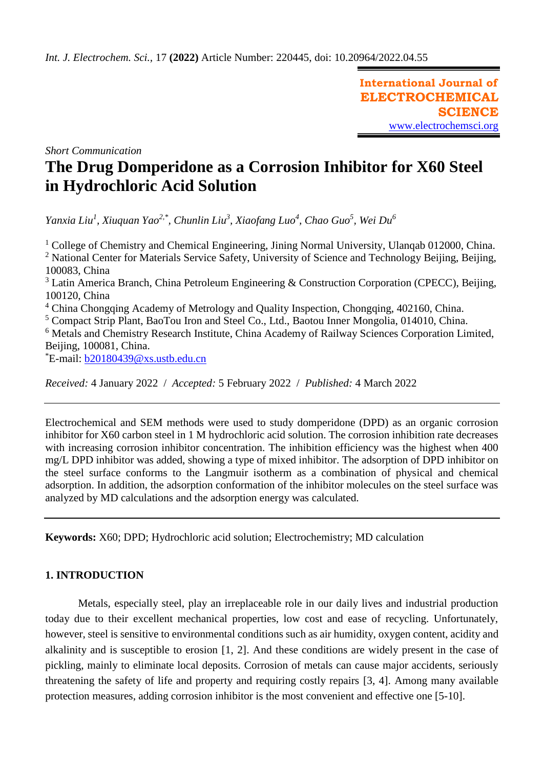Short Communication

# The Drug Domperidone as a Corrosion Inhibitor for X60 Steel in Hydrochloric Acid Solution

*Yanxia Liu[1], Xiuquan Yao[2,*], Chunlin Liu[3], Xiaofang Luo[4], Chao Guo[5], Wei Du[6]*

[1] College of Chemistry and Chemical Engineering, Jining Normal University, Ulanqab 012000, China.
[2] National Center for Materials Service Safety, University of Science and Technology Beijing, Beijing, 100083, China
[3] Latin America Branch, China Petroleum Engineering & Construction Corporation (CPECC), Beijing, 100120, China
[4] China Chongqing Academy of Metrology and Quality Inspection, Chongqing, 402160, China.
[5] Compact Strip Plant, BaoTou Iron and Steel Co., Ltd., Baotou Inner Mongolia, 014010, China.
[6] Metals and Chemistry Research Institute, China Academy of Railway Sciences Corporation Limited, Beijing, 100081, China.
[*]E-mail: b20180439@xs.ustb.edu.cn

*Received:* 4 January 2022 / *Accepted:* 5 February 2022 / *Published:* 4 March 2022

---

Electrochemical and SEM methods were used to study domperidone (DPD) as an organic corrosion inhibitor for X60 carbon steel in 1 M hydrochloric acid solution. The corrosion inhibition rate decreases with increasing corrosion inhibitor concentration. The inhibition efficiency was the highest when 400 mg/L DPD inhibitor was added, showing a type of mixed inhibitor. The adsorption of DPD inhibitor on the steel surface conforms to the Langmuir isotherm as a combination of physical and chemical adsorption. In addition, the adsorption conformation of the inhibitor molecules on the steel surface was analyzed by MD calculations and the adsorption energy was calculated.

---

**Keywords:** X60; DPD; Hydrochloric acid solution; Electrochemistry; MD calculation

## 1. INTRODUCTION

Metals, especially steel, play an irreplaceable role in our daily lives and industrial production today due to their excellent mechanical properties, low cost and ease of recycling. Unfortunately, however, steel is sensitive to environmental conditions such as air humidity, oxygen content, acidity and alkalinity and is susceptible to erosion [1, 2]. And these conditions are widely present in the case of pickling, mainly to eliminate local deposits. Corrosion of metals can cause major accidents, seriously threatening the safety of life and property and requiring costly repairs [3, 4]. Among many available protection measures, adding corrosion inhibitor is the most convenient and effective one [5-10].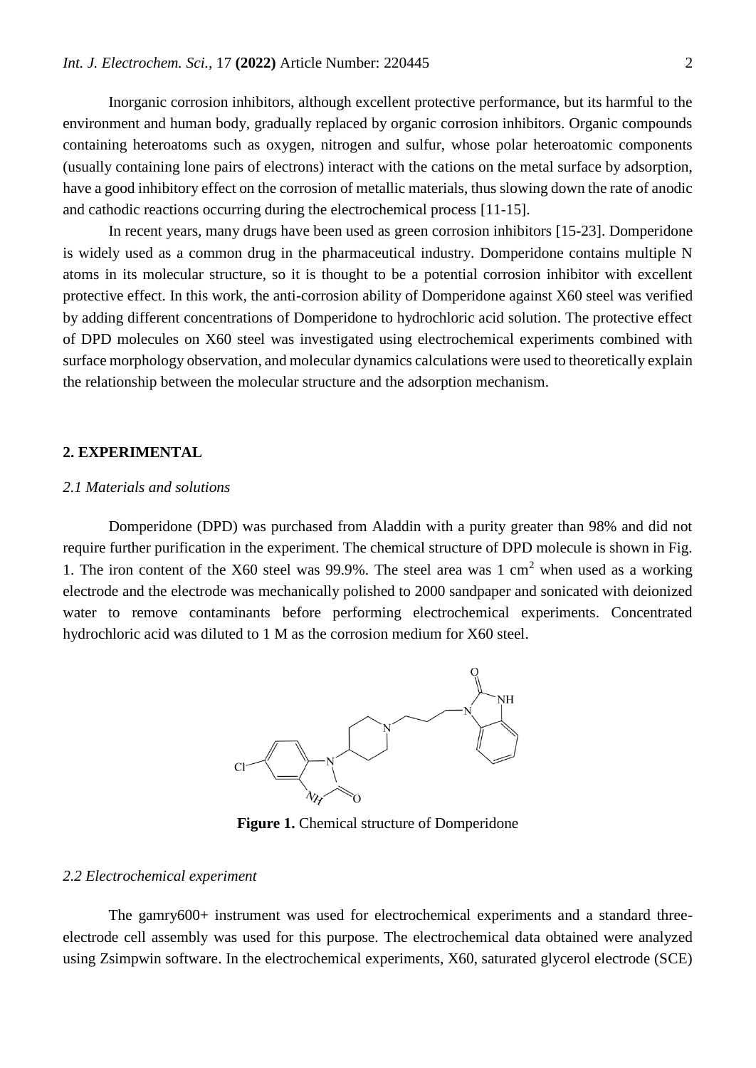Inorganic corrosion inhibitors, although excellent protective performance, but its harmful to the environment and human body, gradually replaced by organic corrosion inhibitors. Organic compounds containing heteroatoms such as oxygen, nitrogen and sulfur, whose polar heteroatomic components (usually containing lone pairs of electrons) interact with the cations on the metal surface by adsorption, have a good inhibitory effect on the corrosion of metallic materials, thus slowing down the rate of anodic and cathodic reactions occurring during the electrochemical process [11-15].

In recent years, many drugs have been used as green corrosion inhibitors [15-23]. Domperidone is widely used as a common drug in the pharmaceutical industry. Domperidone contains multiple N atoms in its molecular structure, so it is thought to be a potential corrosion inhibitor with excellent protective effect. In this work, the anti-corrosion ability of Domperidone against X60 steel was verified by adding different concentrations of Domperidone to hydrochloric acid solution. The protective effect of DPD molecules on X60 steel was investigated using electrochemical experiments combined with surface morphology observation, and molecular dynamics calculations were used to theoretically explain the relationship between the molecular structure and the adsorption mechanism.

## 2. EXPERIMENTAL

### *2.1 Materials and solutions*

Domperidone (DPD) was purchased from Aladdin with a purity greater than 98% and did not require further purification in the experiment. The chemical structure of DPD molecule is shown in Fig. 1. The iron content of the X60 steel was 99.9%. The steel area was 1 $cm^2$ when used as a working electrode and the electrode was mechanically polished to 2000 sandpaper and sonicated with deionized water to remove contaminants before performing electrochemical experiments. Concentrated hydrochloric acid was diluted to 1 M as the corrosion medium for X60 steel.

**Figure 1.** Chemical structure of Domperidone

### *2.2 Electrochemical experiment*

The gamry600+ instrument was used for electrochemical experiments and a standard three-electrode cell assembly was used for this purpose. The electrochemical data obtained were analyzed using Zsimpwin software. In the electrochemical experiments, X60, saturated glycerol electrode (SCE)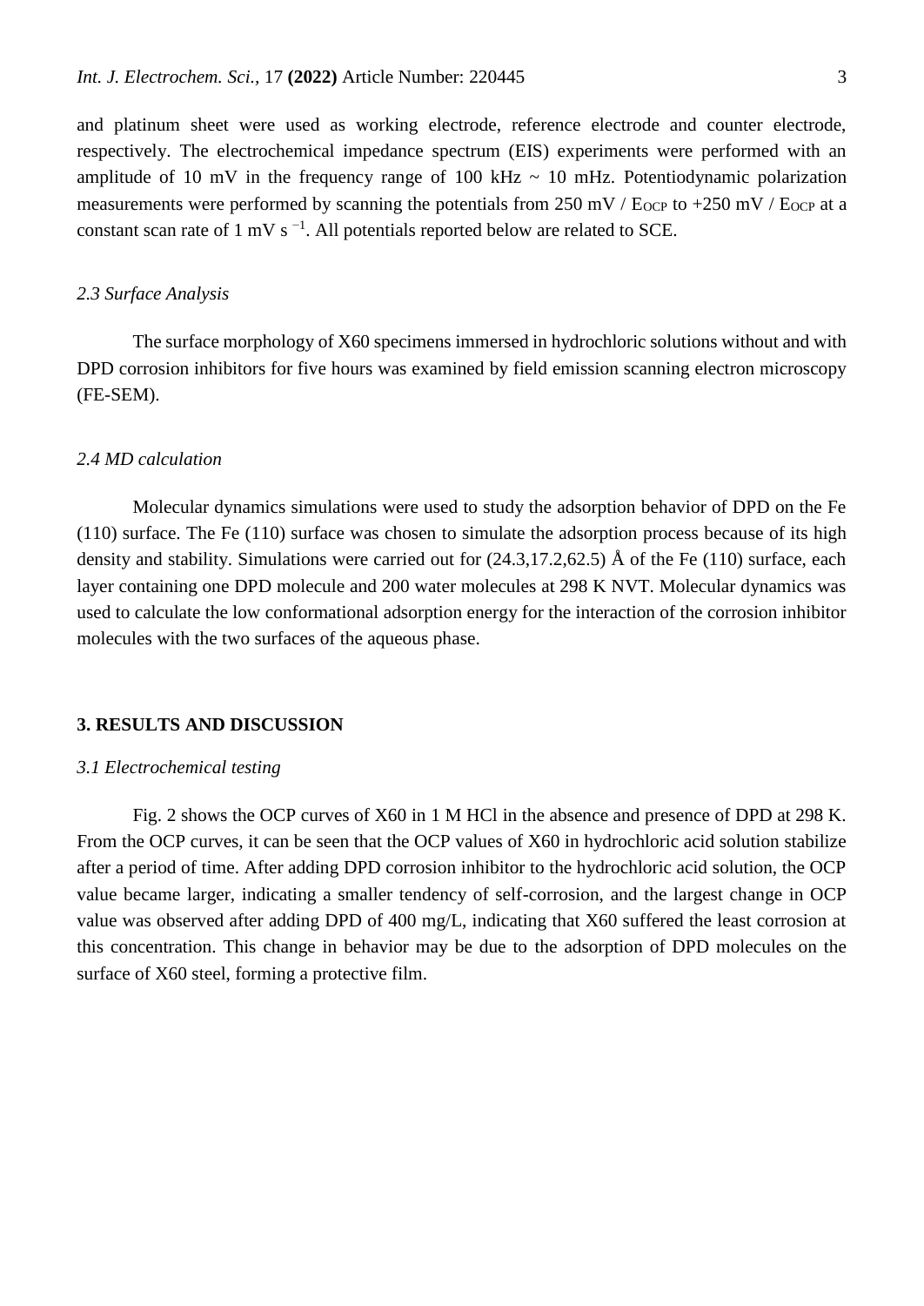and platinum sheet were used as working electrode, reference electrode and counter electrode, respectively. The electrochemical impedance spectrum (EIS) experiments were performed with an amplitude of 10 mV in the frequency range of 100 kHz ~ 10 mHz. Potentiodynamic polarization measurements were performed by scanning the potentials from 250 mV / $E_{OCP}$ to +250 mV / $E_{OCP}$ at a constant scan rate of 1 mV $s^{-1}$. All potentials reported below are related to SCE.

### *2.3 Surface Analysis*

The surface morphology of X60 specimens immersed in hydrochloric solutions without and with DPD corrosion inhibitors for five hours was examined by field emission scanning electron microscopy (FE-SEM).

### *2.4 MD calculation*

Molecular dynamics simulations were used to study the adsorption behavior of DPD on the Fe (110) surface. The Fe (110) surface was chosen to simulate the adsorption process because of its high density and stability. Simulations were carried out for (24.3,17.2,62.5) Å of the Fe (110) surface, each layer containing one DPD molecule and 200 water molecules at 298 K NVT. Molecular dynamics was used to calculate the low conformational adsorption energy for the interaction of the corrosion inhibitor molecules with the two surfaces of the aqueous phase.

## **3. RESULTS AND DISCUSSION**

### *3.1 Electrochemical testing*

Fig. 2 shows the OCP curves of X60 in 1 M HCl in the absence and presence of DPD at 298 K. From the OCP curves, it can be seen that the OCP values of X60 in hydrochloric acid solution stabilize after a period of time. After adding DPD corrosion inhibitor to the hydrochloric acid solution, the OCP value became larger, indicating a smaller tendency of self-corrosion, and the largest change in OCP value was observed after adding DPD of 400 mg/L, indicating that X60 suffered the least corrosion at this concentration. This change in behavior may be due to the adsorption of DPD molecules on the surface of X60 steel, forming a protective film.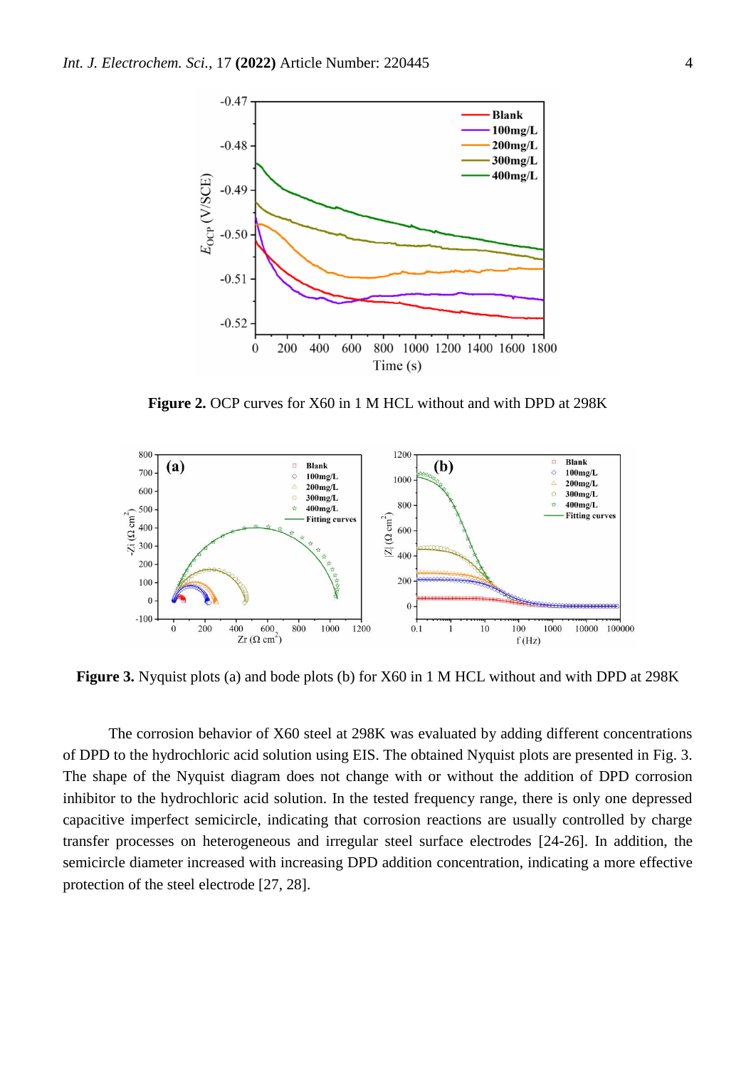**Figure 2.** OCP curves for X60 in 1 M HCL without and with DPD at 298K

**Figure 3.** Nyquist plots (a) and bode plots (b) for X60 in 1 M HCL without and with DPD at 298K

The corrosion behavior of X60 steel at 298K was evaluated by adding different concentrations of DPD to the hydrochloric acid solution using EIS. The obtained Nyquist plots are presented in Fig. 3. The shape of the Nyquist diagram does not change with or without the addition of DPD corrosion inhibitor to the hydrochloric acid solution. In the tested frequency range, there is only one depressed capacitive imperfect semicircle, indicating that corrosion reactions are usually controlled by charge transfer processes on heterogeneous and irregular steel surface electrodes [24-26]. In addition, the semicircle diameter increased with increasing DPD addition concentration, indicating a more effective protection of the steel electrode [27, 28].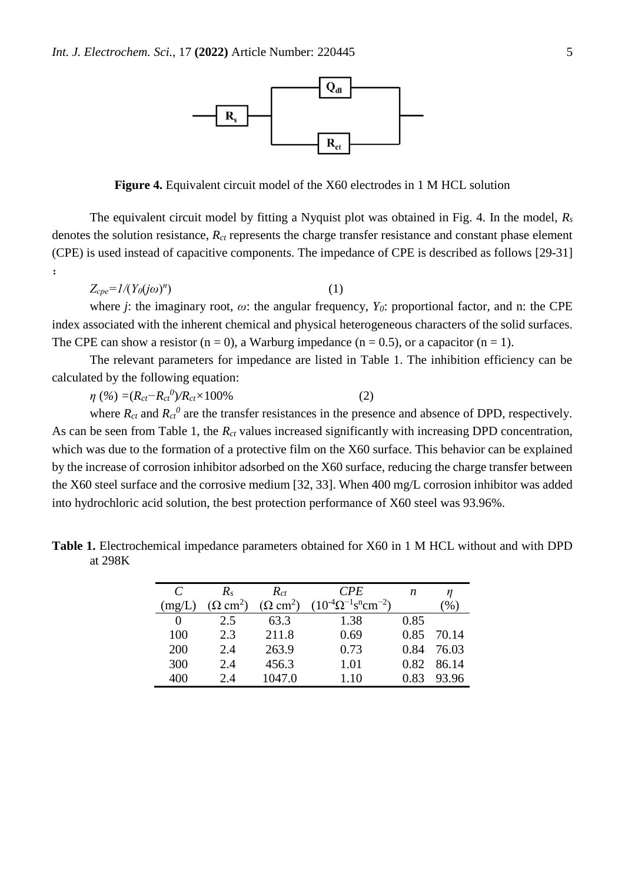**Figure 4.** Equivalent circuit model of the X60 electrodes in 1 M HCL solution

The equivalent circuit model by fitting a Nyquist plot was obtained in Fig. 4. In the model, $R_s$ denotes the solution resistance, $R_{ct}$ represents the charge transfer resistance and constant phase element (CPE) is used instead of capacitive components. The impedance of CPE is described as follows [29-31]:

$$Z_{cpe}=1/(Y_0(j\omega)^n) \quad (1)$$

where $j$: the imaginary root, $\omega$: the angular frequency, $Y_0$: proportional factor, and n: the CPE index associated with the inherent chemical and physical heterogeneous characters of the solid surfaces. The CPE can show a resistor (n = 0), a Warburg impedance (n = 0.5), or a capacitor (n = 1).

The relevant parameters for impedance are listed in Table 1. The inhibition efficiency can be calculated by the following equation:

$$\eta\ (\%) = (R_{ct} - R_{ct}^0)/R_{ct} \times 100\% \quad (2)$$

where $R_{ct}$ and $R_{ct}^0$ are the transfer resistances in the presence and absence of DPD, respectively. As can be seen from Table 1, the $R_{ct}$ values increased significantly with increasing DPD concentration, which was due to the formation of a protective film on the X60 surface. This behavior can be explained by the increase of corrosion inhibitor adsorbed on the X60 surface, reducing the charge transfer between the X60 steel surface and the corrosive medium [32, 33]. When 400 mg/L corrosion inhibitor was added into hydrochloric acid solution, the best protection performance of X60 steel was 93.96%.

**Table 1.** Electrochemical impedance parameters obtained for X60 in 1 M HCL without and with DPD at 298K

| $C$ (mg/L) | $R_s$ ($\Omega$ cm$^2$) | $R_{ct}$ ($\Omega$ cm$^2$) | $CPE$ ($10^{-4}\Omega^{-1}s^n cm^{-2}$) | $n$ | $\eta$ (%) |
|---|---|---|---|---|---|
| 0 | 2.5 | 63.3 | 1.38 | 0.85 | |
| 100 | 2.3 | 211.8 | 0.69 | 0.85 | 70.14 |
| 200 | 2.4 | 263.9 | 0.73 | 0.84 | 76.03 |
| 300 | 2.4 | 456.3 | 1.01 | 0.82 | 86.14 |
| 400 | 2.4 | 1047.0 | 1.10 | 0.83 | 93.96 |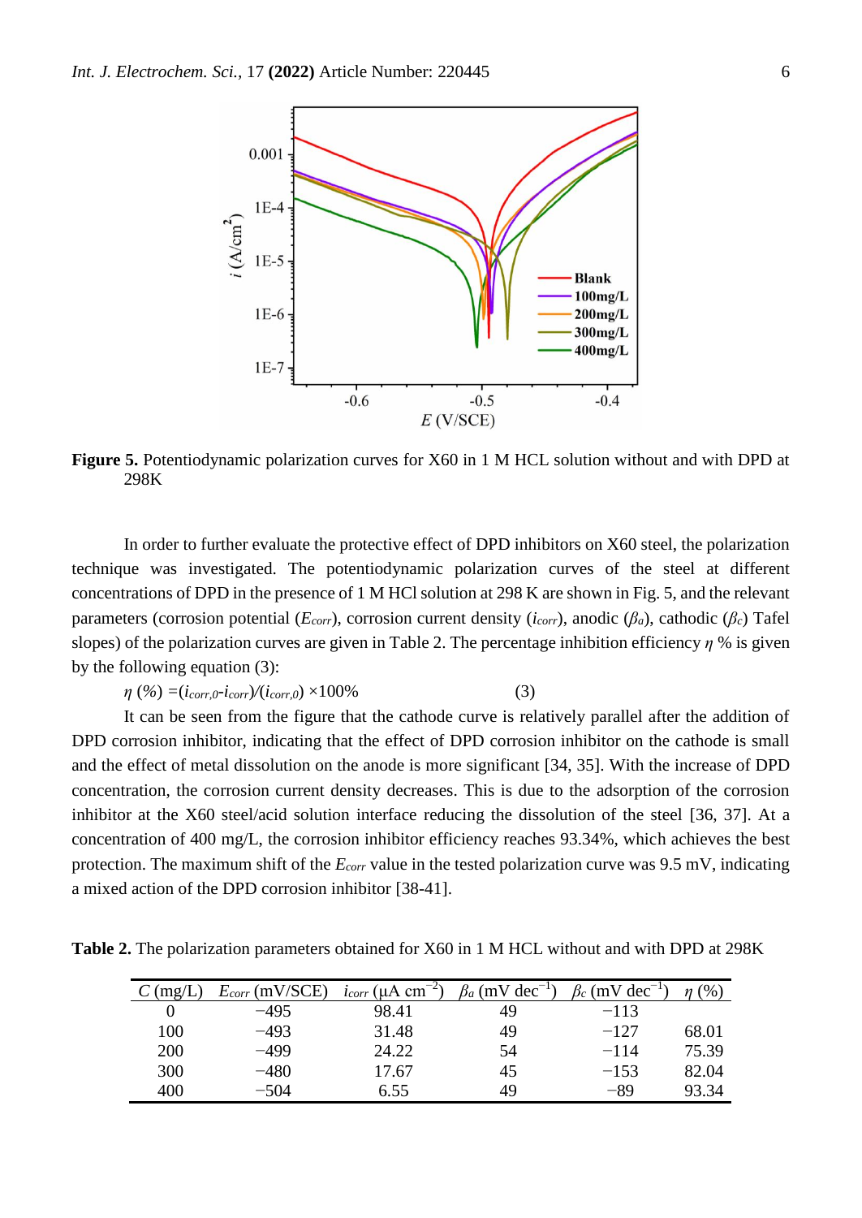**Figure 5.** Potentiodynamic polarization curves for X60 in 1 M HCL solution without and with DPD at 298K

In order to further evaluate the protective effect of DPD inhibitors on X60 steel, the polarization technique was investigated. The potentiodynamic polarization curves of the steel at different concentrations of DPD in the presence of 1 M HCl solution at 298 K are shown in Fig. 5, and the relevant parameters (corrosion potential ($E_{corr}$), corrosion current density ($i_{corr}$), anodic ($\beta_a$), cathodic ($\beta_c$) Tafel slopes) of the polarization curves are given in Table 2. The percentage inhibition efficiency $\eta$ % is given by the following equation (3):

$$\eta\ (\%) = (i_{corr,0} - i_{corr})/(i_{corr,0}) \times 100\% \qquad (3)$$

It can be seen from the figure that the cathode curve is relatively parallel after the addition of DPD corrosion inhibitor, indicating that the effect of DPD corrosion inhibitor on the cathode is small and the effect of metal dissolution on the anode is more significant [34, 35]. With the increase of DPD concentration, the corrosion current density decreases. This is due to the adsorption of the corrosion inhibitor at the X60 steel/acid solution interface reducing the dissolution of the steel [36, 37]. At a concentration of 400 mg/L, the corrosion inhibitor efficiency reaches 93.34%, which achieves the best protection. The maximum shift of the $E_{corr}$ value in the tested polarization curve was 9.5 mV, indicating a mixed action of the DPD corrosion inhibitor [38-41].

**Table 2.** The polarization parameters obtained for X60 in 1 M HCL without and with DPD at 298K

| $C$ (mg/L) | $E_{corr}$ (mV/SCE) | $i_{corr}$ (μA cm$^{-2}$) | $\beta_a$ (mV dec$^{-1}$) | $\beta_c$ (mV dec$^{-1}$) | $\eta$ (%) |
|---|---|---|---|---|---|
| 0 | −495 | 98.41 | 49 | −113 | |
| 100 | −493 | 31.48 | 49 | −127 | 68.01 |
| 200 | −499 | 24.22 | 54 | −114 | 75.39 |
| 300 | −480 | 17.67 | 45 | −153 | 82.04 |
| 400 | −504 | 6.55 | 49 | −89 | 93.34 |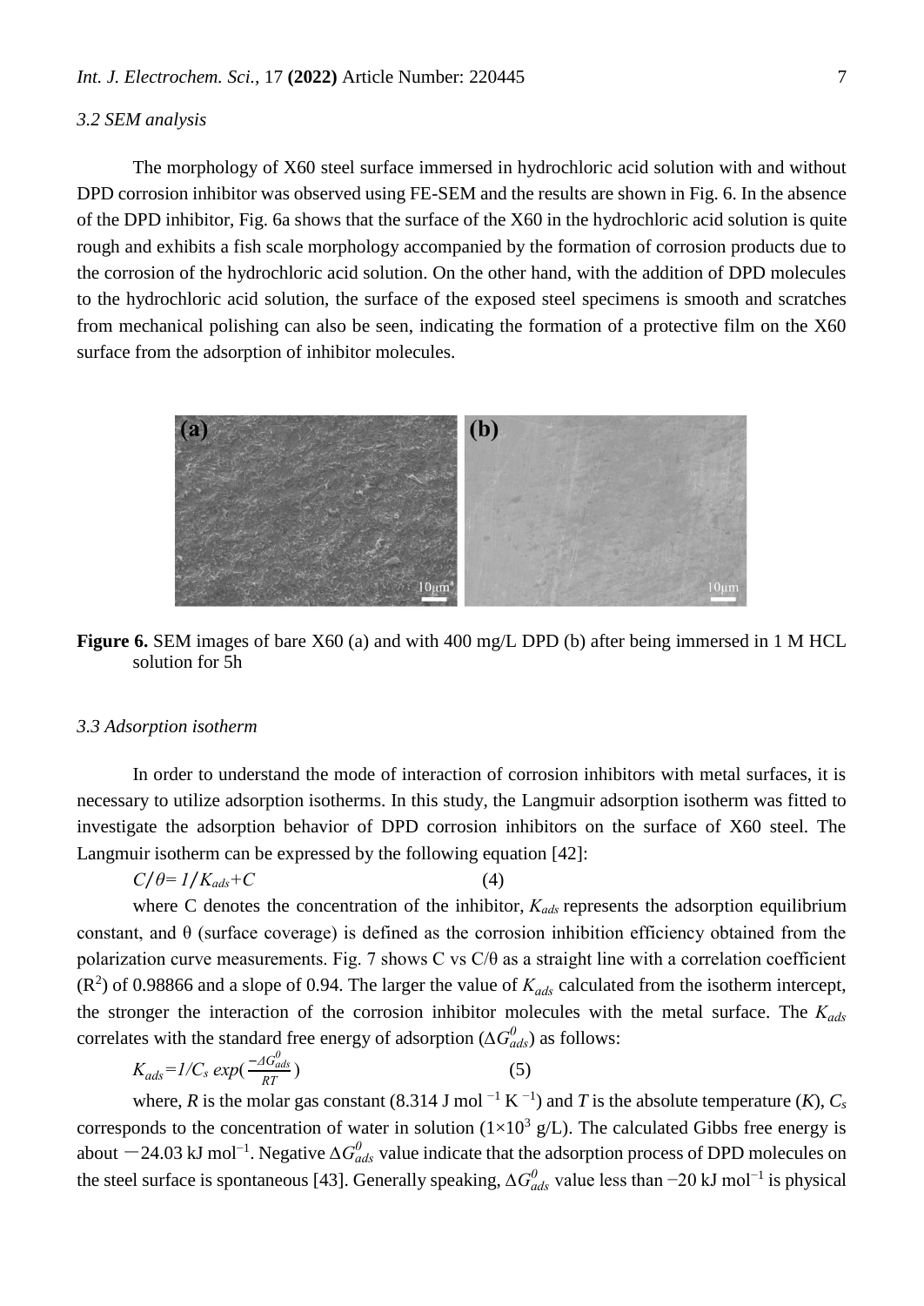### 3.2 SEM analysis

The morphology of X60 steel surface immersed in hydrochloric acid solution with and without DPD corrosion inhibitor was observed using FE-SEM and the results are shown in Fig. 6. In the absence of the DPD inhibitor, Fig. 6a shows that the surface of the X60 in the hydrochloric acid solution is quite rough and exhibits a fish scale morphology accompanied by the formation of corrosion products due to the corrosion of the hydrochloric acid solution. On the other hand, with the addition of DPD molecules to the hydrochloric acid solution, the surface of the exposed steel specimens is smooth and scratches from mechanical polishing can also be seen, indicating the formation of a protective film on the X60 surface from the adsorption of inhibitor molecules.

**Figure 6.** SEM images of bare X60 (a) and with 400 mg/L DPD (b) after being immersed in 1 M HCL solution for 5h

### 3.3 Adsorption isotherm

In order to understand the mode of interaction of corrosion inhibitors with metal surfaces, it is necessary to utilize adsorption isotherms. In this study, the Langmuir adsorption isotherm was fitted to investigate the adsorption behavior of DPD corrosion inhibitors on the surface of X60 steel. The Langmuir isotherm can be expressed by the following equation [42]:

$$C/\theta = 1/K_{ads} + C \quad (4)$$

where C denotes the concentration of the inhibitor, $K_{ads}$ represents the adsorption equilibrium constant, and θ (surface coverage) is defined as the corrosion inhibition efficiency obtained from the polarization curve measurements. Fig. 7 shows C vs C/θ as a straight line with a correlation coefficient ($R^2$) of 0.98866 and a slope of 0.94. The larger the value of $K_{ads}$ calculated from the isotherm intercept, the stronger the interaction of the corrosion inhibitor molecules with the metal surface. The $K_{ads}$ correlates with the standard free energy of adsorption ($\Delta G^0_{ads}$) as follows:

$$K_{ads} = 1/C_s \exp\left(\frac{-\Delta G^0_{ads}}{RT}\right) \quad (5)$$

where, $R$ is the molar gas constant (8.314 J mol$^{-1}$ K$^{-1}$) and $T$ is the absolute temperature ($K$), $C_s$ corresponds to the concentration of water in solution ($1\times10^3$ g/L). The calculated Gibbs free energy is about −24.03 kJ mol$^{-1}$. Negative $\Delta G^0_{ads}$ value indicate that the adsorption process of DPD molecules on the steel surface is spontaneous [43]. Generally speaking, $\Delta G^0_{ads}$ value less than −20 kJ mol$^{-1}$ is physical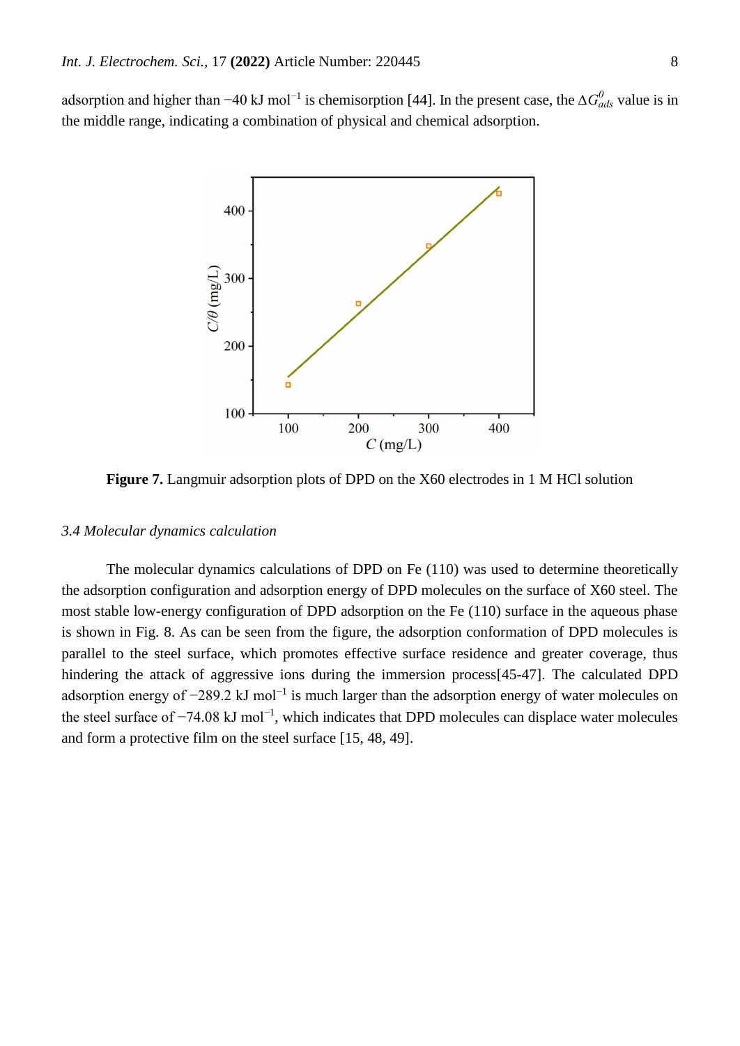adsorption and higher than −40 kJ mol$^{-1}$ is chemisorption [44]. In the present case, the $\Delta G^{0}_{ads}$ value is in the middle range, indicating a combination of physical and chemical adsorption.

**Figure 7.** Langmuir adsorption plots of DPD on the X60 electrodes in 1 M HCl solution

### *3.4 Molecular dynamics calculation*

The molecular dynamics calculations of DPD on Fe (110) was used to determine theoretically the adsorption configuration and adsorption energy of DPD molecules on the surface of X60 steel. The most stable low-energy configuration of DPD adsorption on the Fe (110) surface in the aqueous phase is shown in Fig. 8. As can be seen from the figure, the adsorption conformation of DPD molecules is parallel to the steel surface, which promotes effective surface residence and greater coverage, thus hindering the attack of aggressive ions during the immersion process[45-47]. The calculated DPD adsorption energy of −289.2 kJ mol$^{-1}$ is much larger than the adsorption energy of water molecules on the steel surface of −74.08 kJ mol$^{-1}$, which indicates that DPD molecules can displace water molecules and form a protective film on the steel surface [15, 48, 49].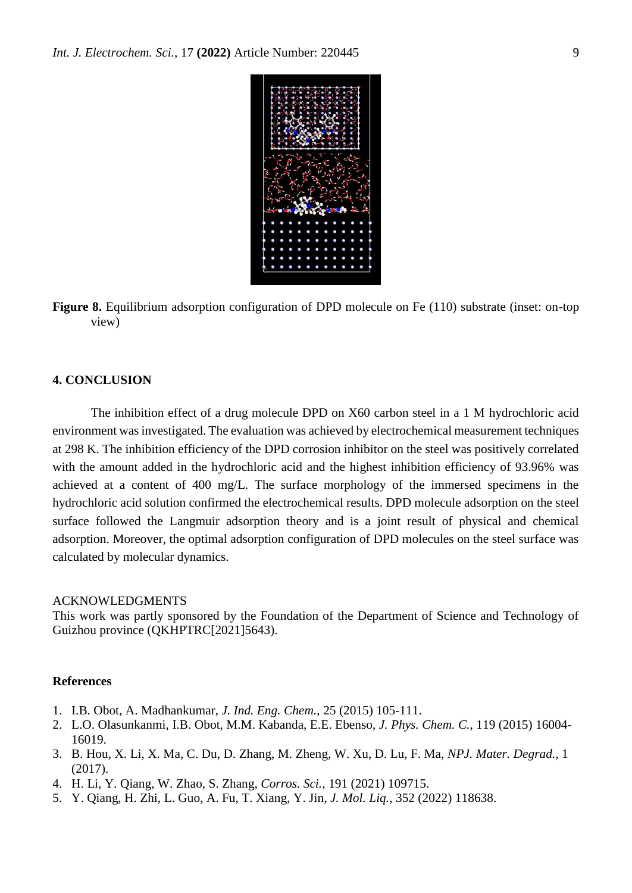**Figure 8.** Equilibrium adsorption configuration of DPD molecule on Fe (110) substrate (inset: on-top view)

## 4. CONCLUSION

The inhibition effect of a drug molecule DPD on X60 carbon steel in a 1 M hydrochloric acid environment was investigated. The evaluation was achieved by electrochemical measurement techniques at 298 K. The inhibition efficiency of the DPD corrosion inhibitor on the steel was positively correlated with the amount added in the hydrochloric acid and the highest inhibition efficiency of 93.96% was achieved at a content of 400 mg/L. The surface morphology of the immersed specimens in the hydrochloric acid solution confirmed the electrochemical results. DPD molecule adsorption on the steel surface followed the Langmuir adsorption theory and is a joint result of physical and chemical adsorption. Moreover, the optimal adsorption configuration of DPD molecules on the steel surface was calculated by molecular dynamics.

ACKNOWLEDGMENTS

This work was partly sponsored by the Foundation of the Department of Science and Technology of Guizhou province (QKHPTRC[2021]5643).

## References

1. I.B. Obot, A. Madhankumar, *J. Ind. Eng. Chem.*, 25 (2015) 105-111.
2. L.O. Olasunkanmi, I.B. Obot, M.M. Kabanda, E.E. Ebenso, *J. Phys. Chem. C.*, 119 (2015) 16004-16019.
3. B. Hou, X. Li, X. Ma, C. Du, D. Zhang, M. Zheng, W. Xu, D. Lu, F. Ma, *NPJ. Mater. Degrad.*, 1 (2017).
4. H. Li, Y. Qiang, W. Zhao, S. Zhang, *Corros. Sci.*, 191 (2021) 109715.
5. Y. Qiang, H. Zhi, L. Guo, A. Fu, T. Xiang, Y. Jin, *J. Mol. Liq.*, 352 (2022) 118638.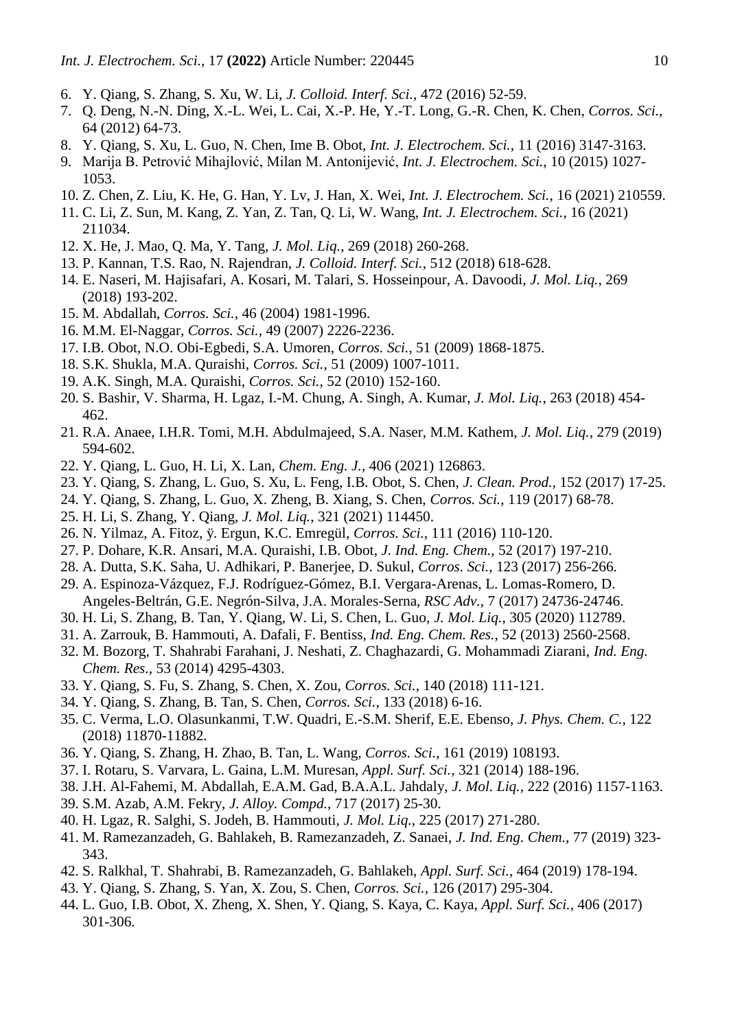6. Y. Qiang, S. Zhang, S. Xu, W. Li, *J. Colloid. Interf. Sci.*, 472 (2016) 52-59.
7. Q. Deng, N.-N. Ding, X.-L. Wei, L. Cai, X.-P. He, Y.-T. Long, G.-R. Chen, K. Chen, *Corros. Sci.*, 64 (2012) 64-73.
8. Y. Qiang, S. Xu, L. Guo, N. Chen, Ime B. Obot, *Int. J. Electrochem. Sci.*, 11 (2016) 3147-3163.
9. Marija B. Petrović Mihajlović, Milan M. Antonijević, *Int. J. Electrochem. Sci.*, 10 (2015) 1027-1053.
10. Z. Chen, Z. Liu, K. He, G. Han, Y. Lv, J. Han, X. Wei, *Int. J. Electrochem. Sci.*, 16 (2021) 210559.
11. C. Li, Z. Sun, M. Kang, Z. Yan, Z. Tan, Q. Li, W. Wang, *Int. J. Electrochem. Sci.*, 16 (2021) 211034.
12. X. He, J. Mao, Q. Ma, Y. Tang, *J. Mol. Liq.*, 269 (2018) 260-268.
13. P. Kannan, T.S. Rao, N. Rajendran, *J. Colloid. Interf. Sci.*, 512 (2018) 618-628.
14. E. Naseri, M. Hajisafari, A. Kosari, M. Talari, S. Hosseinpour, A. Davoodi, *J. Mol. Liq.*, 269 (2018) 193-202.
15. M. Abdallah, *Corros. Sci.*, 46 (2004) 1981-1996.
16. M.M. El-Naggar, *Corros. Sci.*, 49 (2007) 2226-2236.
17. I.B. Obot, N.O. Obi-Egbedi, S.A. Umoren, *Corros. Sci.*, 51 (2009) 1868-1875.
18. S.K. Shukla, M.A. Quraishi, *Corros. Sci.*, 51 (2009) 1007-1011.
19. A.K. Singh, M.A. Quraishi, *Corros. Sci.*, 52 (2010) 152-160.
20. S. Bashir, V. Sharma, H. Lgaz, I.-M. Chung, A. Singh, A. Kumar, *J. Mol. Liq.*, 263 (2018) 454-462.
21. R.A. Anaee, I.H.R. Tomi, M.H. Abdulmajeed, S.A. Naser, M.M. Kathem, *J. Mol. Liq.*, 279 (2019) 594-602.
22. Y. Qiang, L. Guo, H. Li, X. Lan, *Chem. Eng. J.*, 406 (2021) 126863.
23. Y. Qiang, S. Zhang, L. Guo, S. Xu, L. Feng, I.B. Obot, S. Chen, *J. Clean. Prod.*, 152 (2017) 17-25.
24. Y. Qiang, S. Zhang, L. Guo, X. Zheng, B. Xiang, S. Chen, *Corros. Sci.*, 119 (2017) 68-78.
25. H. Li, S. Zhang, Y. Qiang, *J. Mol. Liq.*, 321 (2021) 114450.
26. N. Yilmaz, A. Fitoz, ÿ. Ergun, K.C. Emregül, *Corros. Sci.*, 111 (2016) 110-120.
27. P. Dohare, K.R. Ansari, M.A. Quraishi, I.B. Obot, *J. Ind. Eng. Chem.*, 52 (2017) 197-210.
28. A. Dutta, S.K. Saha, U. Adhikari, P. Banerjee, D. Sukul, *Corros. Sci.*, 123 (2017) 256-266.
29. A. Espinoza-Vázquez, F.J. Rodríguez-Gómez, B.I. Vergara-Arenas, L. Lomas-Romero, D. Angeles-Beltrán, G.E. Negrón-Silva, J.A. Morales-Serna, *RSC Adv.*, 7 (2017) 24736-24746.
30. H. Li, S. Zhang, B. Tan, Y. Qiang, W. Li, S. Chen, L. Guo, *J. Mol. Liq.*, 305 (2020) 112789.
31. A. Zarrouk, B. Hammouti, A. Dafali, F. Bentiss, *Ind. Eng. Chem. Res.*, 52 (2013) 2560-2568.
32. M. Bozorg, T. Shahrabi Farahani, J. Neshati, Z. Chaghazardi, G. Mohammadi Ziarani, *Ind. Eng. Chem. Res.*, 53 (2014) 4295-4303.
33. Y. Qiang, S. Fu, S. Zhang, S. Chen, X. Zou, *Corros. Sci.*, 140 (2018) 111-121.
34. Y. Qiang, S. Zhang, B. Tan, S. Chen, *Corros. Sci.*, 133 (2018) 6-16.
35. C. Verma, L.O. Olasunkanmi, T.W. Quadri, E.-S.M. Sherif, E.E. Ebenso, *J. Phys. Chem. C.*, 122 (2018) 11870-11882.
36. Y. Qiang, S. Zhang, H. Zhao, B. Tan, L. Wang, *Corros. Sci.*, 161 (2019) 108193.
37. I. Rotaru, S. Varvara, L. Gaina, L.M. Muresan, *Appl. Surf. Sci.*, 321 (2014) 188-196.
38. J.H. Al-Fahemi, M. Abdallah, E.A.M. Gad, B.A.A.L. Jahdaly, *J. Mol. Liq.*, 222 (2016) 1157-1163.
39. S.M. Azab, A.M. Fekry, *J. Alloy. Compd.*, 717 (2017) 25-30.
40. H. Lgaz, R. Salghi, S. Jodeh, B. Hammouti, *J. Mol. Liq.*, 225 (2017) 271-280.
41. M. Ramezanzadeh, G. Bahlakeh, B. Ramezanzadeh, Z. Sanaei, *J. Ind. Eng. Chem.*, 77 (2019) 323-343.
42. S. Ralkhal, T. Shahrabi, B. Ramezanzadeh, G. Bahlakeh, *Appl. Surf. Sci.*, 464 (2019) 178-194.
43. Y. Qiang, S. Zhang, S. Yan, X. Zou, S. Chen, *Corros. Sci.*, 126 (2017) 295-304.
44. L. Guo, I.B. Obot, X. Zheng, X. Shen, Y. Qiang, S. Kaya, C. Kaya, *Appl. Surf. Sci.*, 406 (2017) 301-306.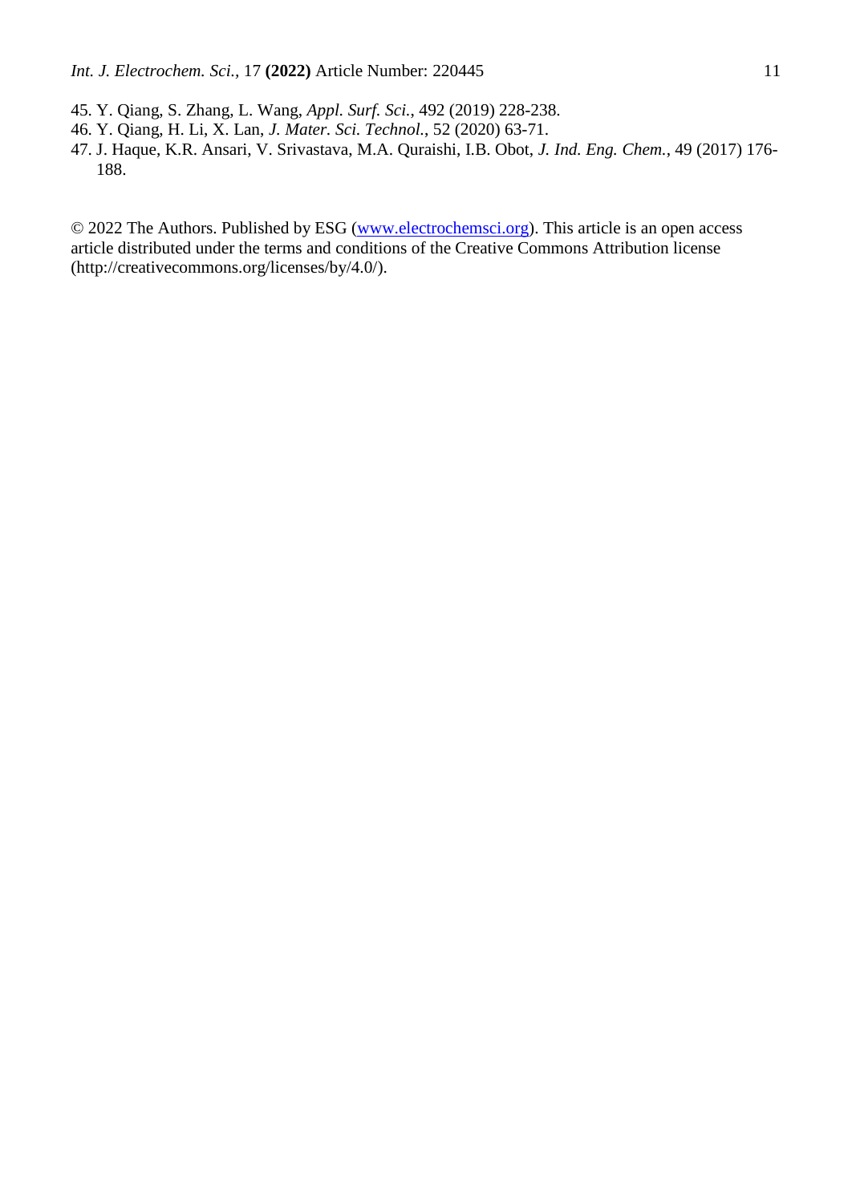45. Y. Qiang, S. Zhang, L. Wang, *Appl. Surf. Sci.*, 492 (2019) 228-238.
46. Y. Qiang, H. Li, X. Lan, *J. Mater. Sci. Technol.*, 52 (2020) 63-71.
47. J. Haque, K.R. Ansari, V. Srivastava, M.A. Quraishi, I.B. Obot, *J. Ind. Eng. Chem.*, 49 (2017) 176-188.

© 2022 The Authors. Published by ESG (www.electrochemsci.org). This article is an open access article distributed under the terms and conditions of the Creative Commons Attribution license (http://creativecommons.org/licenses/by/4.0/).